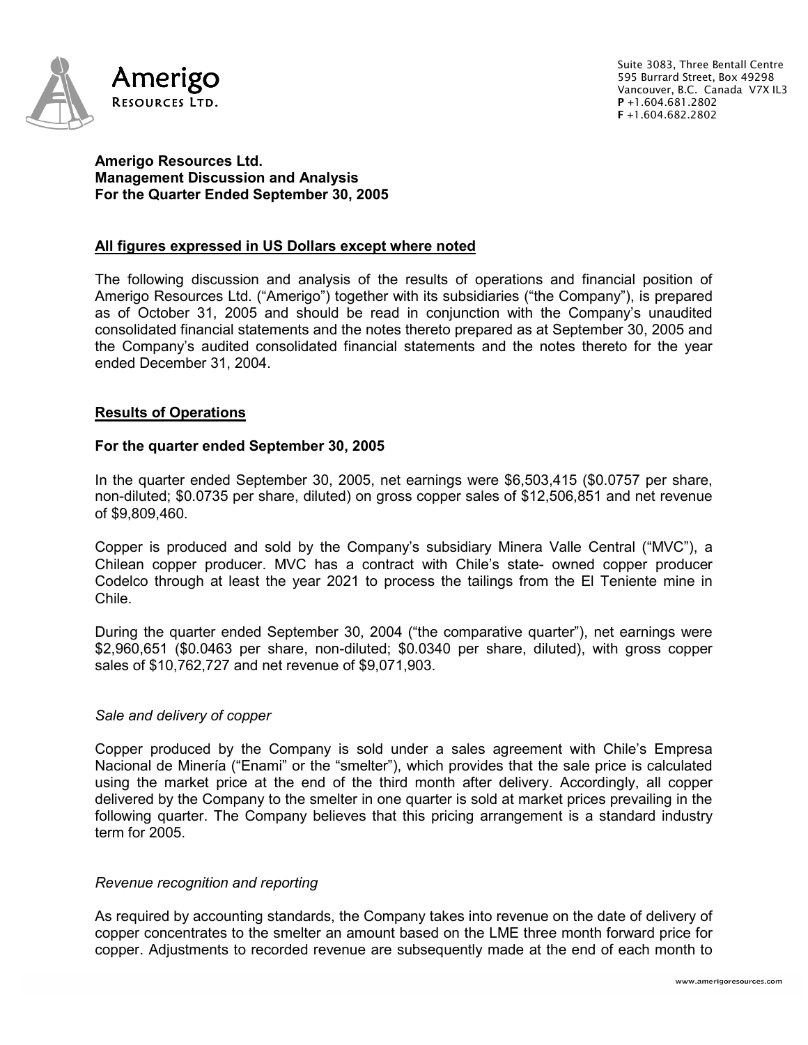Suite 3083, Three Bentall Centre
595 Burrard Street, Box 49298
Vancouver, B.C. Canada V7X IL3
**P** +1.604.681.2802
**F** +1.604.682.2802

**Amerigo Resources Ltd.**
**Management Discussion and Analysis**
**For the Quarter Ended September 30, 2005**

**All figures expressed in US Dollars except where noted**

The following discussion and analysis of the results of operations and financial position of Amerigo Resources Ltd. ("Amerigo") together with its subsidiaries ("the Company"), is prepared as of October 31, 2005 and should be read in conjunction with the Company's unaudited consolidated financial statements and the notes thereto prepared as at September 30, 2005 and the Company's audited consolidated financial statements and the notes thereto for the year ended December 31, 2004.

## Results of Operations

### For the quarter ended September 30, 2005

In the quarter ended September 30, 2005, net earnings were $6,503,415 ($0.0757 per share, non-diluted; $0.0735 per share, diluted) on gross copper sales of $12,506,851 and net revenue of $9,809,460.

Copper is produced and sold by the Company's subsidiary Minera Valle Central ("MVC"), a Chilean copper producer. MVC has a contract with Chile's state- owned copper producer Codelco through at least the year 2021 to process the tailings from the El Teniente mine in Chile.

During the quarter ended September 30, 2004 ("the comparative quarter"), net earnings were $2,960,651 ($0.0463 per share, non-diluted; $0.0340 per share, diluted), with gross copper sales of $10,762,727 and net revenue of $9,071,903.

*Sale and delivery of copper*

Copper produced by the Company is sold under a sales agreement with Chile's Empresa Nacional de Minería ("Enami" or the "smelter"), which provides that the sale price is calculated using the market price at the end of the third month after delivery. Accordingly, all copper delivered by the Company to the smelter in one quarter is sold at market prices prevailing in the following quarter. The Company believes that this pricing arrangement is a standard industry term for 2005.

*Revenue recognition and reporting*

As required by accounting standards, the Company takes into revenue on the date of delivery of copper concentrates to the smelter an amount based on the LME three month forward price for copper. Adjustments to recorded revenue are subsequently made at the end of each month to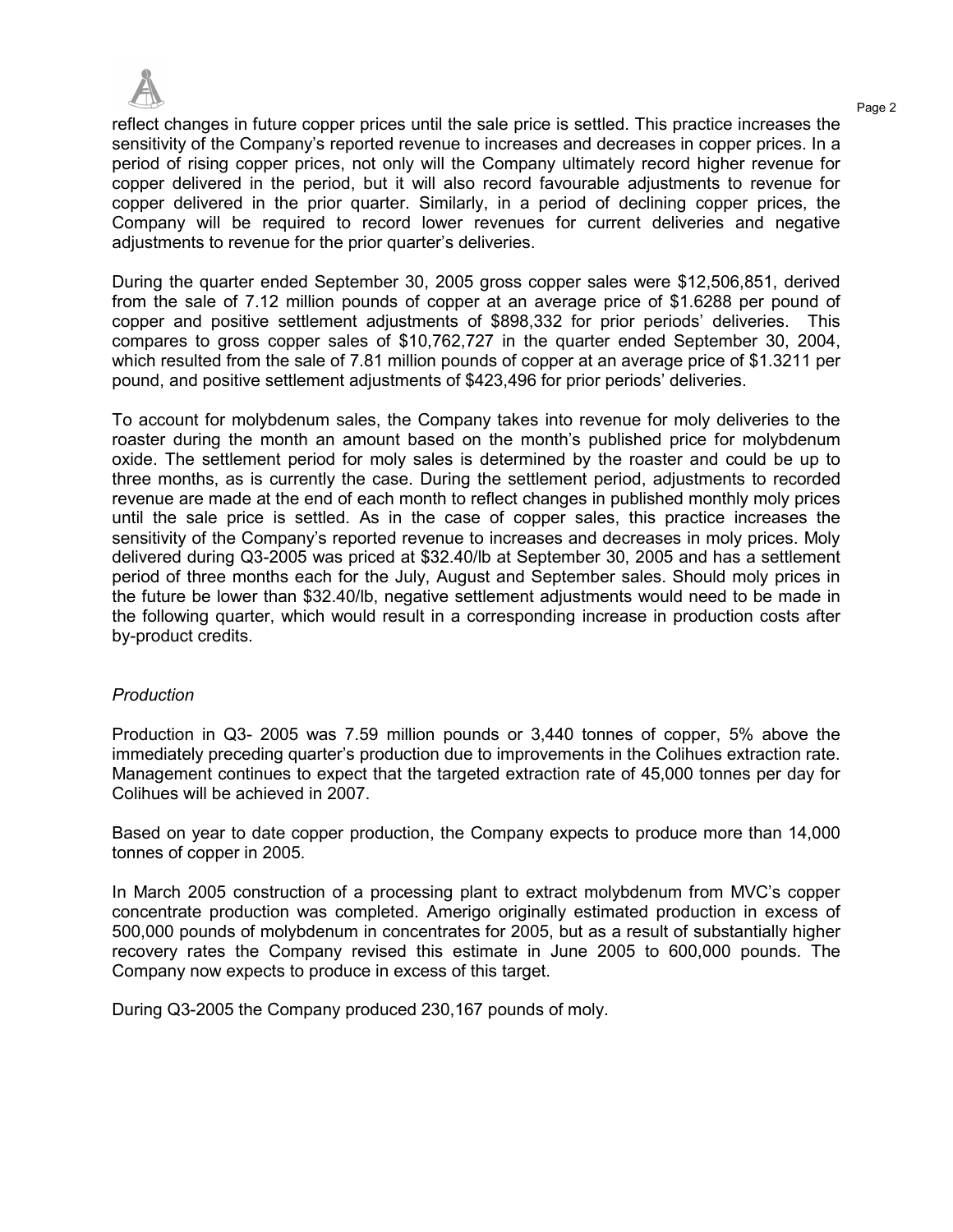reflect changes in future copper prices until the sale price is settled. This practice increases the sensitivity of the Company's reported revenue to increases and decreases in copper prices. In a period of rising copper prices, not only will the Company ultimately record higher revenue for copper delivered in the period, but it will also record favourable adjustments to revenue for copper delivered in the prior quarter. Similarly, in a period of declining copper prices, the Company will be required to record lower revenues for current deliveries and negative adjustments to revenue for the prior quarter's deliveries.

During the quarter ended September 30, 2005 gross copper sales were $12,506,851, derived from the sale of 7.12 million pounds of copper at an average price of $1.6288 per pound of copper and positive settlement adjustments of $898,332 for prior periods' deliveries. This compares to gross copper sales of $10,762,727 in the quarter ended September 30, 2004, which resulted from the sale of 7.81 million pounds of copper at an average price of $1.3211 per pound, and positive settlement adjustments of $423,496 for prior periods' deliveries.

To account for molybdenum sales, the Company takes into revenue for moly deliveries to the roaster during the month an amount based on the month's published price for molybdenum oxide. The settlement period for moly sales is determined by the roaster and could be up to three months, as is currently the case. During the settlement period, adjustments to recorded revenue are made at the end of each month to reflect changes in published monthly moly prices until the sale price is settled. As in the case of copper sales, this practice increases the sensitivity of the Company's reported revenue to increases and decreases in moly prices. Moly delivered during Q3-2005 was priced at $32.40/lb at September 30, 2005 and has a settlement period of three months each for the July, August and September sales. Should moly prices in the future be lower than $32.40/lb, negative settlement adjustments would need to be made in the following quarter, which would result in a corresponding increase in production costs after by-product credits.

*Production*

Production in Q3- 2005 was 7.59 million pounds or 3,440 tonnes of copper, 5% above the immediately preceding quarter's production due to improvements in the Colihues extraction rate. Management continues to expect that the targeted extraction rate of 45,000 tonnes per day for Colihues will be achieved in 2007.

Based on year to date copper production, the Company expects to produce more than 14,000 tonnes of copper in 2005.

In March 2005 construction of a processing plant to extract molybdenum from MVC's copper concentrate production was completed. Amerigo originally estimated production in excess of 500,000 pounds of molybdenum in concentrates for 2005, but as a result of substantially higher recovery rates the Company revised this estimate in June 2005 to 600,000 pounds. The Company now expects to produce in excess of this target.

During Q3-2005 the Company produced 230,167 pounds of moly.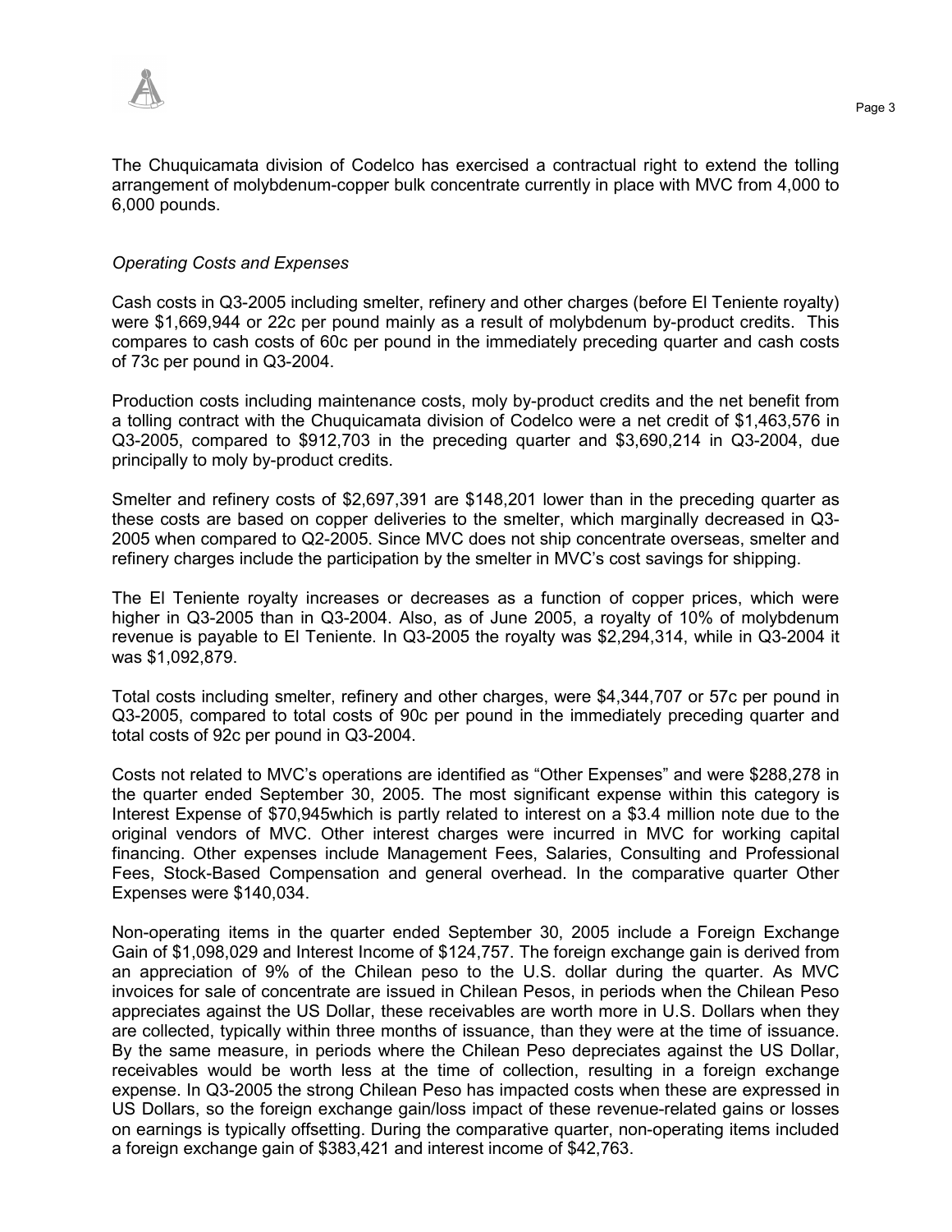The Chuquicamata division of Codelco has exercised a contractual right to extend the tolling arrangement of molybdenum-copper bulk concentrate currently in place with MVC from 4,000 to 6,000 pounds.

*Operating Costs and Expenses*

Cash costs in Q3-2005 including smelter, refinery and other charges (before El Teniente royalty) were $1,669,944 or 22c per pound mainly as a result of molybdenum by-product credits. This compares to cash costs of 60c per pound in the immediately preceding quarter and cash costs of 73c per pound in Q3-2004.

Production costs including maintenance costs, moly by-product credits and the net benefit from a tolling contract with the Chuquicamata division of Codelco were a net credit of $1,463,576 in Q3-2005, compared to $912,703 in the preceding quarter and $3,690,214 in Q3-2004, due principally to moly by-product credits.

Smelter and refinery costs of $2,697,391 are $148,201 lower than in the preceding quarter as these costs are based on copper deliveries to the smelter, which marginally decreased in Q3-2005 when compared to Q2-2005. Since MVC does not ship concentrate overseas, smelter and refinery charges include the participation by the smelter in MVC's cost savings for shipping.

The El Teniente royalty increases or decreases as a function of copper prices, which were higher in Q3-2005 than in Q3-2004. Also, as of June 2005, a royalty of 10% of molybdenum revenue is payable to El Teniente. In Q3-2005 the royalty was $2,294,314, while in Q3-2004 it was $1,092,879.

Total costs including smelter, refinery and other charges, were $4,344,707 or 57c per pound in Q3-2005, compared to total costs of 90c per pound in the immediately preceding quarter and total costs of 92c per pound in Q3-2004.

Costs not related to MVC's operations are identified as "Other Expenses" and were $288,278 in the quarter ended September 30, 2005. The most significant expense within this category is Interest Expense of $70,945which is partly related to interest on a $3.4 million note due to the original vendors of MVC. Other interest charges were incurred in MVC for working capital financing. Other expenses include Management Fees, Salaries, Consulting and Professional Fees, Stock-Based Compensation and general overhead. In the comparative quarter Other Expenses were $140,034.

Non-operating items in the quarter ended September 30, 2005 include a Foreign Exchange Gain of $1,098,029 and Interest Income of $124,757. The foreign exchange gain is derived from an appreciation of 9% of the Chilean peso to the U.S. dollar during the quarter. As MVC invoices for sale of concentrate are issued in Chilean Pesos, in periods when the Chilean Peso appreciates against the US Dollar, these receivables are worth more in U.S. Dollars when they are collected, typically within three months of issuance, than they were at the time of issuance. By the same measure, in periods where the Chilean Peso depreciates against the US Dollar, receivables would be worth less at the time of collection, resulting in a foreign exchange expense. In Q3-2005 the strong Chilean Peso has impacted costs when these are expressed in US Dollars, so the foreign exchange gain/loss impact of these revenue-related gains or losses on earnings is typically offsetting. During the comparative quarter, non-operating items included a foreign exchange gain of $383,421 and interest income of $42,763.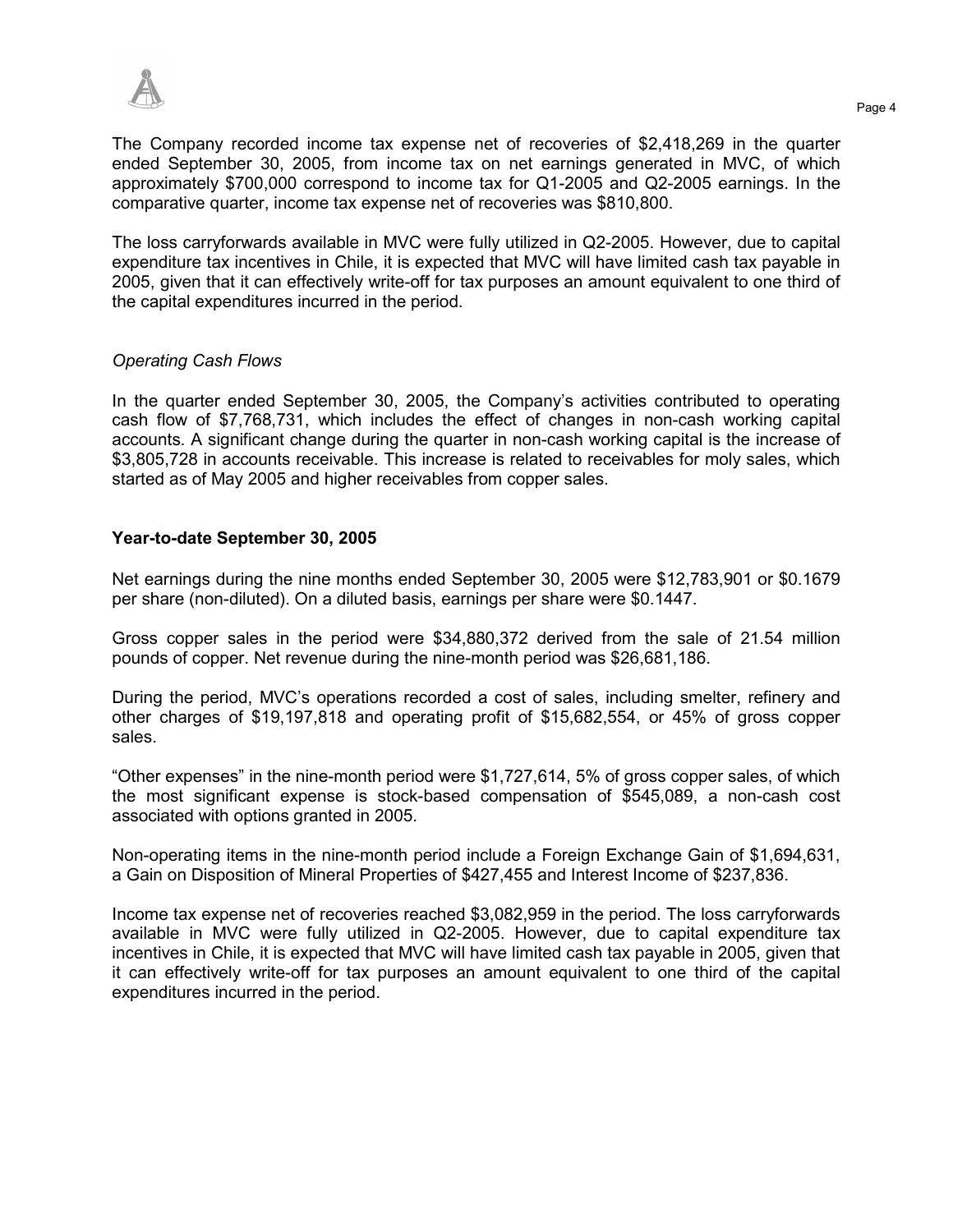The Company recorded income tax expense net of recoveries of $2,418,269 in the quarter ended September 30, 2005, from income tax on net earnings generated in MVC, of which approximately $700,000 correspond to income tax for Q1-2005 and Q2-2005 earnings. In the comparative quarter, income tax expense net of recoveries was $810,800.

The loss carryforwards available in MVC were fully utilized in Q2-2005. However, due to capital expenditure tax incentives in Chile, it is expected that MVC will have limited cash tax payable in 2005, given that it can effectively write-off for tax purposes an amount equivalent to one third of the capital expenditures incurred in the period.

*Operating Cash Flows*

In the quarter ended September 30, 2005, the Company's activities contributed to operating cash flow of $7,768,731, which includes the effect of changes in non-cash working capital accounts. A significant change during the quarter in non-cash working capital is the increase of $3,805,728 in accounts receivable. This increase is related to receivables for moly sales, which started as of May 2005 and higher receivables from copper sales.

**Year-to-date September 30, 2005**

Net earnings during the nine months ended September 30, 2005 were $12,783,901 or $0.1679 per share (non-diluted). On a diluted basis, earnings per share were $0.1447.

Gross copper sales in the period were $34,880,372 derived from the sale of 21.54 million pounds of copper. Net revenue during the nine-month period was $26,681,186.

During the period, MVC's operations recorded a cost of sales, including smelter, refinery and other charges of $19,197,818 and operating profit of $15,682,554, or 45% of gross copper sales.

"Other expenses" in the nine-month period were $1,727,614, 5% of gross copper sales, of which the most significant expense is stock-based compensation of $545,089, a non-cash cost associated with options granted in 2005.

Non-operating items in the nine-month period include a Foreign Exchange Gain of $1,694,631, a Gain on Disposition of Mineral Properties of $427,455 and Interest Income of $237,836.

Income tax expense net of recoveries reached $3,082,959 in the period. The loss carryforwards available in MVC were fully utilized in Q2-2005. However, due to capital expenditure tax incentives in Chile, it is expected that MVC will have limited cash tax payable in 2005, given that it can effectively write-off for tax purposes an amount equivalent to one third of the capital expenditures incurred in the period.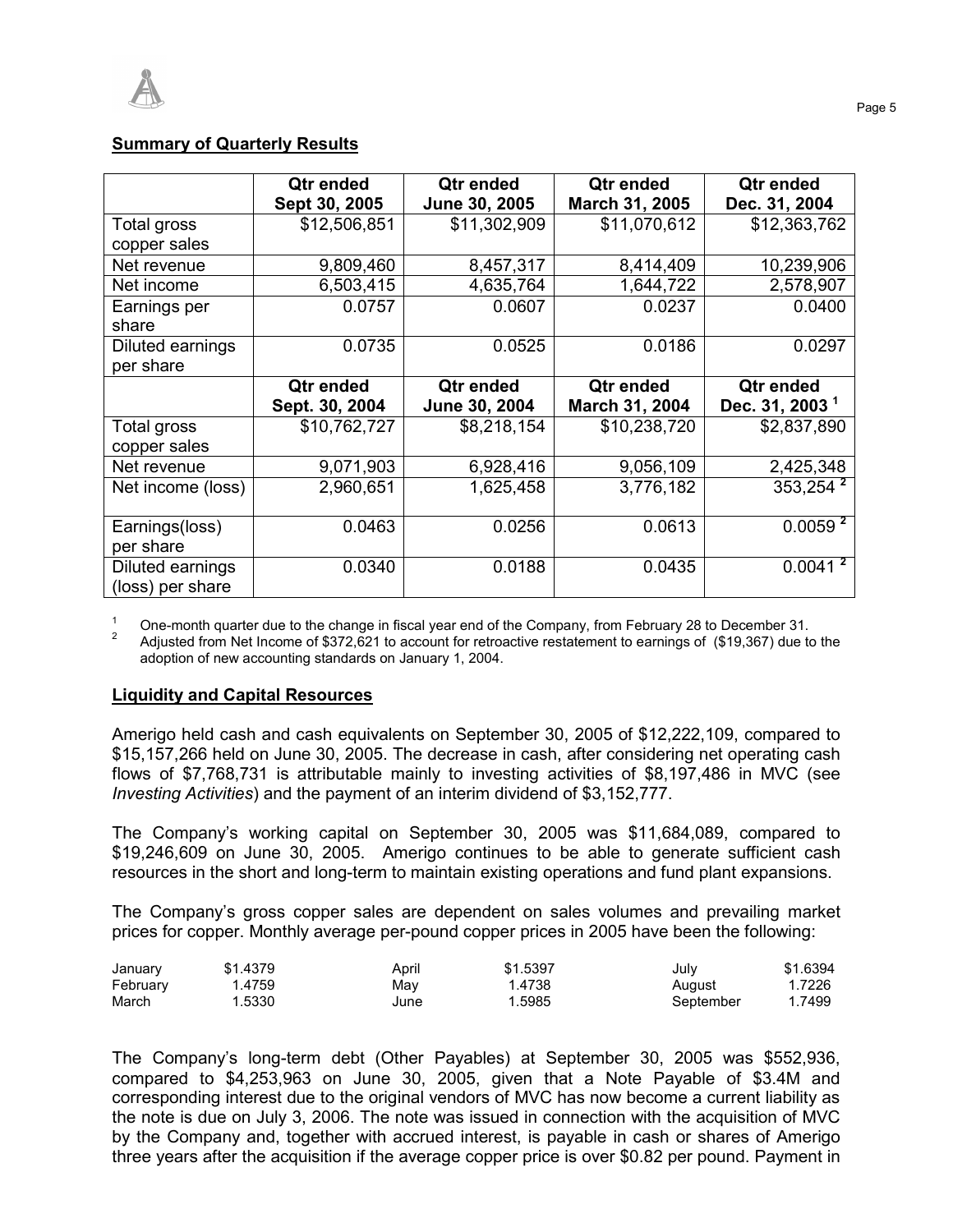## Summary of Quarterly Results

| | Qtr ended Sept 30, 2005 | Qtr ended June 30, 2005 | Qtr ended March 31, 2005 | Qtr ended Dec. 31, 2004 |
|---|---|---|---|---|
| Total gross copper sales | $12,506,851 | $11,302,909 | $11,070,612 | $12,363,762 |
| Net revenue | 9,809,460 | 8,457,317 | 8,414,409 | 10,239,906 |
| Net income | 6,503,415 | 4,635,764 | 1,644,722 | 2,578,907 |
| Earnings per share | 0.0757 | 0.0607 | 0.0237 | 0.0400 |
| Diluted earnings per share | 0.0735 | 0.0525 | 0.0186 | 0.0297 |
| | **Qtr ended Sept. 30, 2004** | **Qtr ended June 30, 2004** | **Qtr ended March 31, 2004** | **Qtr ended Dec. 31, 2003 [1]** |
| Total gross copper sales | $10,762,727 | $8,218,154 | $10,238,720 | $2,837,890 |
| Net revenue | 9,071,903 | 6,928,416 | 9,056,109 | 2,425,348 |
| Net income (loss) | 2,960,651 | 1,625,458 | 3,776,182 | 353,254 [2] |
| Earnings(loss) per share | 0.0463 | 0.0256 | 0.0613 | 0.0059 [2] |
| Diluted earnings (loss) per share | 0.0340 | 0.0188 | 0.0435 | 0.0041 [2] |

[1] One-month quarter due to the change in fiscal year end of the Company, from February 28 to December 31.

[2] Adjusted from Net Income of $372,621 to account for retroactive restatement to earnings of ($19,367) due to the adoption of new accounting standards on January 1, 2004.

## Liquidity and Capital Resources

Amerigo held cash and cash equivalents on September 30, 2005 of $12,222,109, compared to $15,157,266 held on June 30, 2005. The decrease in cash, after considering net operating cash flows of $7,768,731 is attributable mainly to investing activities of $8,197,486 in MVC (see *Investing Activities*) and the payment of an interim dividend of $3,152,777.

The Company's working capital on September 30, 2005 was $11,684,089, compared to $19,246,609 on June 30, 2005. Amerigo continues to be able to generate sufficient cash resources in the short and long-term to maintain existing operations and fund plant expansions.

The Company's gross copper sales are dependent on sales volumes and prevailing market prices for copper. Monthly average per-pound copper prices in 2005 have been the following:

| | | | | | |
|---|---|---|---|---|---|
| January | $1.4379 | April | $1.5397 | July | $1.6394 |
| February | 1.4759 | May | 1.4738 | August | 1.7226 |
| March | 1.5330 | June | 1.5985 | September | 1.7499 |

The Company's long-term debt (Other Payables) at September 30, 2005 was $552,936, compared to $4,253,963 on June 30, 2005, given that a Note Payable of $3.4M and corresponding interest due to the original vendors of MVC has now become a current liability as the note is due on July 3, 2006. The note was issued in connection with the acquisition of MVC by the Company and, together with accrued interest, is payable in cash or shares of Amerigo three years after the acquisition if the average copper price is over $0.82 per pound. Payment in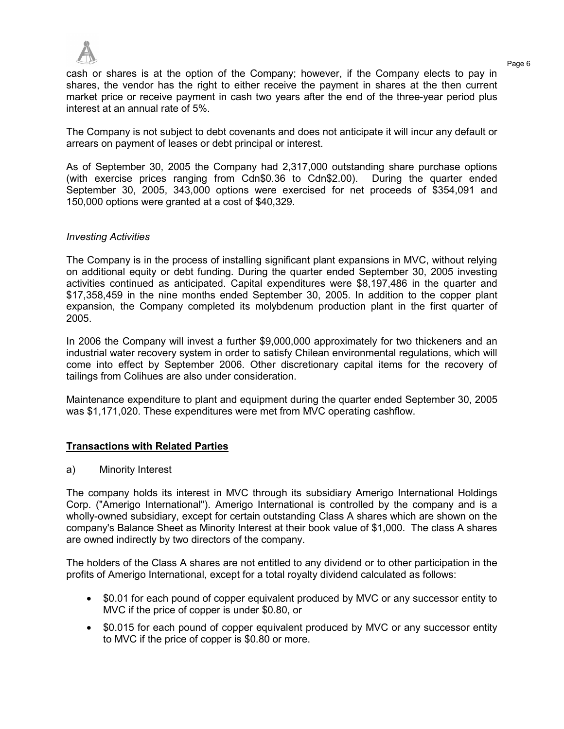cash or shares is at the option of the Company; however, if the Company elects to pay in shares, the vendor has the right to either receive the payment in shares at the then current market price or receive payment in cash two years after the end of the three-year period plus interest at an annual rate of 5%.

The Company is not subject to debt covenants and does not anticipate it will incur any default or arrears on payment of leases or debt principal or interest.

As of September 30, 2005 the Company had 2,317,000 outstanding share purchase options (with exercise prices ranging from Cdn$0.36 to Cdn$2.00). During the quarter ended September 30, 2005, 343,000 options were exercised for net proceeds of $354,091 and 150,000 options were granted at a cost of $40,329.

*Investing Activities*

The Company is in the process of installing significant plant expansions in MVC, without relying on additional equity or debt funding. During the quarter ended September 30, 2005 investing activities continued as anticipated. Capital expenditures were $8,197,486 in the quarter and $17,358,459 in the nine months ended September 30, 2005. In addition to the copper plant expansion, the Company completed its molybdenum production plant in the first quarter of 2005.

In 2006 the Company will invest a further $9,000,000 approximately for two thickeners and an industrial water recovery system in order to satisfy Chilean environmental regulations, which will come into effect by September 2006. Other discretionary capital items for the recovery of tailings from Colihues are also under consideration.

Maintenance expenditure to plant and equipment during the quarter ended September 30, 2005 was $1,171,020. These expenditures were met from MVC operating cashflow.

**Transactions with Related Parties**

a) Minority Interest

The company holds its interest in MVC through its subsidiary Amerigo International Holdings Corp. ("Amerigo International"). Amerigo International is controlled by the company and is a wholly-owned subsidiary, except for certain outstanding Class A shares which are shown on the company's Balance Sheet as Minority Interest at their book value of $1,000. The class A shares are owned indirectly by two directors of the company.

The holders of the Class A shares are not entitled to any dividend or to other participation in the profits of Amerigo International, except for a total royalty dividend calculated as follows:

- $0.01 for each pound of copper equivalent produced by MVC or any successor entity to MVC if the price of copper is under $0.80, or
- $0.015 for each pound of copper equivalent produced by MVC or any successor entity to MVC if the price of copper is $0.80 or more.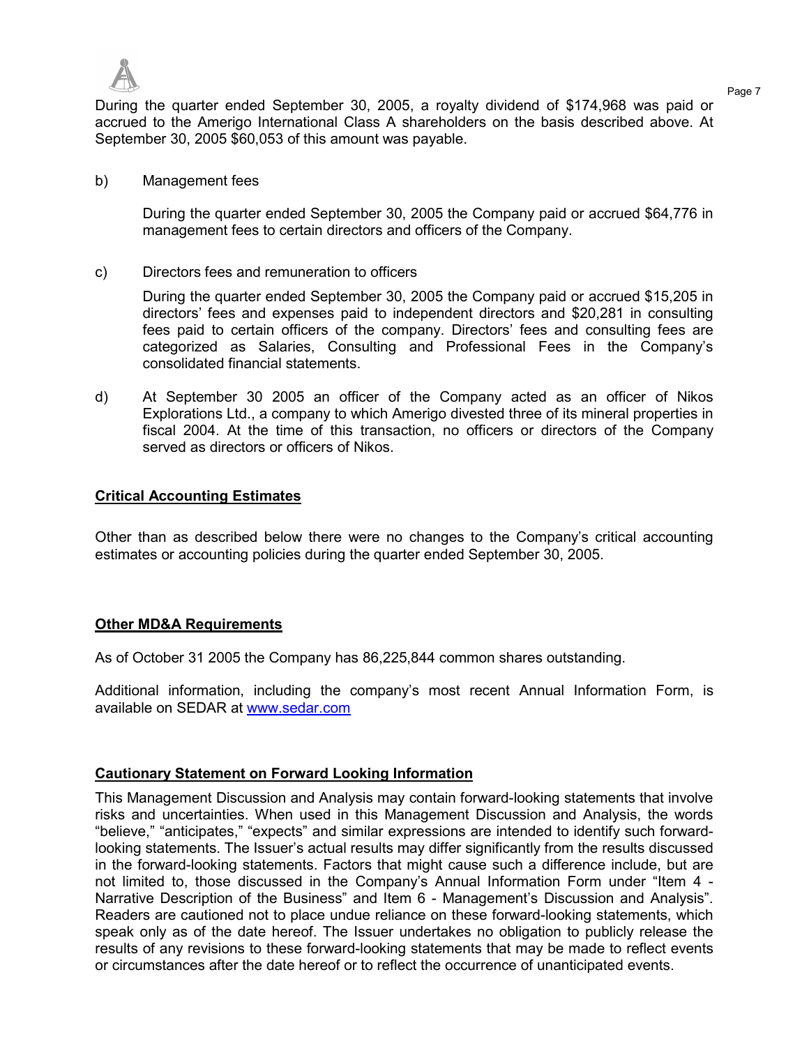During the quarter ended September 30, 2005, a royalty dividend of $174,968 was paid or accrued to the Amerigo International Class A shareholders on the basis described above. At September 30, 2005 $60,053 of this amount was payable.

b) Management fees

During the quarter ended September 30, 2005 the Company paid or accrued $64,776 in management fees to certain directors and officers of the Company.

c) Directors fees and remuneration to officers

During the quarter ended September 30, 2005 the Company paid or accrued $15,205 in directors' fees and expenses paid to independent directors and $20,281 in consulting fees paid to certain officers of the company. Directors' fees and consulting fees are categorized as Salaries, Consulting and Professional Fees in the Company's consolidated financial statements.

d) At September 30 2005 an officer of the Company acted as an officer of Nikos Explorations Ltd., a company to which Amerigo divested three of its mineral properties in fiscal 2004. At the time of this transaction, no officers or directors of the Company served as directors or officers of Nikos.

## Critical Accounting Estimates

Other than as described below there were no changes to the Company's critical accounting estimates or accounting policies during the quarter ended September 30, 2005.

## Other MD&A Requirements

As of October 31 2005 the Company has 86,225,844 common shares outstanding.

Additional information, including the company's most recent Annual Information Form, is available on SEDAR at www.sedar.com

## Cautionary Statement on Forward Looking Information

This Management Discussion and Analysis may contain forward-looking statements that involve risks and uncertainties. When used in this Management Discussion and Analysis, the words "believe," "anticipates," "expects" and similar expressions are intended to identify such forward-looking statements. The Issuer's actual results may differ significantly from the results discussed in the forward-looking statements. Factors that might cause such a difference include, but are not limited to, those discussed in the Company's Annual Information Form under "Item 4 - Narrative Description of the Business" and Item 6 - Management's Discussion and Analysis". Readers are cautioned not to place undue reliance on these forward-looking statements, which speak only as of the date hereof. The Issuer undertakes no obligation to publicly release the results of any revisions to these forward-looking statements that may be made to reflect events or circumstances after the date hereof or to reflect the occurrence of unanticipated events.